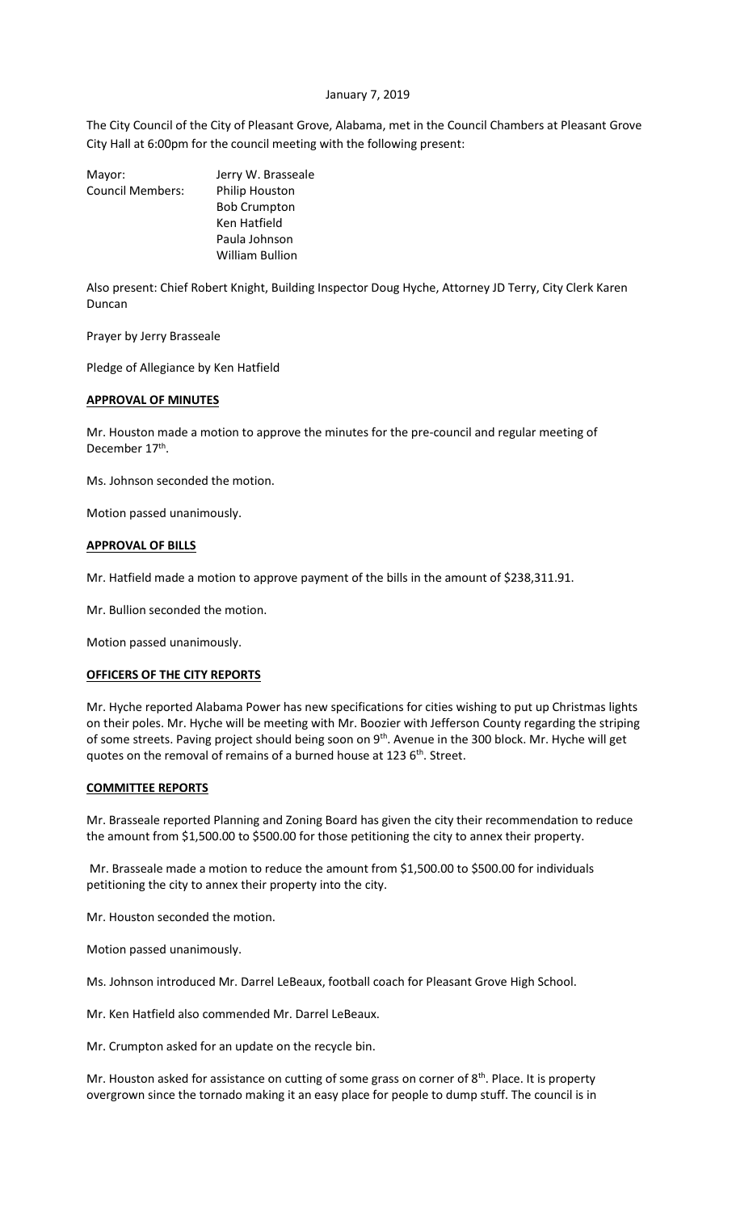January 7, 2019

The City Council of the City of Pleasant Grove, Alabama, met in the Council Chambers at Pleasant Grove City Hall at 6:00pm for the council meeting with the following present:

Mayor: Jerry W. Brasseale
Council Members: Philip Houston
Bob Crumpton
Ken Hatfield
Paula Johnson
William Bullion

Also present: Chief Robert Knight, Building Inspector Doug Hyche, Attorney JD Terry, City Clerk Karen Duncan

Prayer by Jerry Brasseale

Pledge of Allegiance by Ken Hatfield

**APPROVAL OF MINUTES**

Mr. Houston made a motion to approve the minutes for the pre-council and regular meeting of December 17th.

Ms. Johnson seconded the motion.

Motion passed unanimously.

**APPROVAL OF BILLS**

Mr. Hatfield made a motion to approve payment of the bills in the amount of $238,311.91.

Mr. Bullion seconded the motion.

Motion passed unanimously.

**OFFICERS OF THE CITY REPORTS**

Mr. Hyche reported Alabama Power has new specifications for cities wishing to put up Christmas lights on their poles. Mr. Hyche will be meeting with Mr. Boozier with Jefferson County regarding the striping of some streets. Paving project should being soon on 9th. Avenue in the 300 block. Mr. Hyche will get quotes on the removal of remains of a burned house at 123 6th. Street.

**COMMITTEE REPORTS**

Mr. Brasseale reported Planning and Zoning Board has given the city their recommendation to reduce the amount from $1,500.00 to $500.00 for those petitioning the city to annex their property.

Mr. Brasseale made a motion to reduce the amount from $1,500.00 to $500.00 for individuals petitioning the city to annex their property into the city.

Mr. Houston seconded the motion.

Motion passed unanimously.

Ms. Johnson introduced Mr. Darrel LeBeaux, football coach for Pleasant Grove High School.

Mr. Ken Hatfield also commended Mr. Darrel LeBeaux.

Mr. Crumpton asked for an update on the recycle bin.

Mr. Houston asked for assistance on cutting of some grass on corner of 8th. Place. It is property overgrown since the tornado making it an easy place for people to dump stuff. The council is in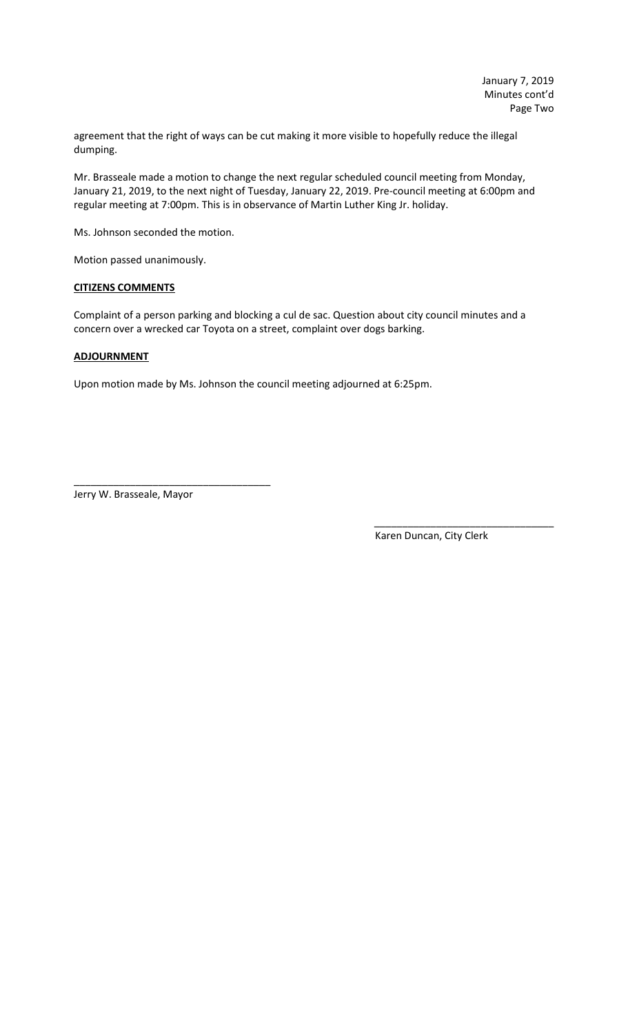agreement that the right of ways can be cut making it more visible to hopefully reduce the illegal dumping.

Mr. Brasseale made a motion to change the next regular scheduled council meeting from Monday, January 21, 2019, to the next night of Tuesday, January 22, 2019. Pre-council meeting at 6:00pm and regular meeting at 7:00pm. This is in observance of Martin Luther King Jr. holiday.

Ms. Johnson seconded the motion.

Motion passed unanimously.

**CITIZENS COMMENTS**

Complaint of a person parking and blocking a cul de sac. Question about city council minutes and a concern over a wrecked car Toyota on a street, complaint over dogs barking.

**ADJOURNMENT**

Upon motion made by Ms. Johnson the council meeting adjourned at 6:25pm.

___________________________________
Jerry W. Brasseale, Mayor

___________________________________
Karen Duncan, City Clerk